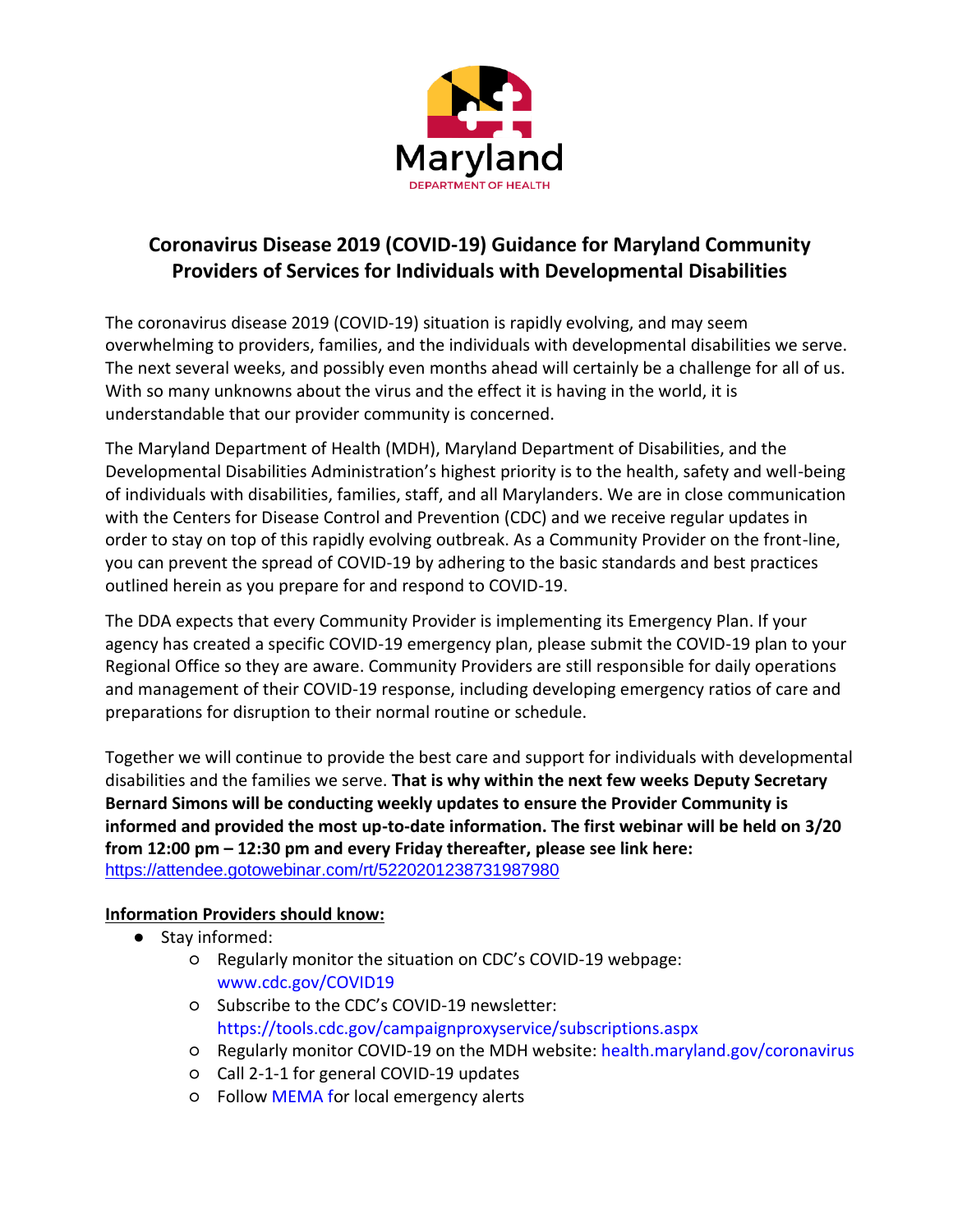Maryland

DEPARTMENT OF HEALTH

# Coronavirus Disease 2019 (COVID-19) Guidance for Maryland Community Providers of Services for Individuals with Developmental Disabilities

The coronavirus disease 2019 (COVID-19) situation is rapidly evolving, and may seem overwhelming to providers, families, and the individuals with developmental disabilities we serve. The next several weeks, and possibly even months ahead will certainly be a challenge for all of us. With so many unknowns about the virus and the effect it is having in the world, it is understandable that our provider community is concerned.

The Maryland Department of Health (MDH), Maryland Department of Disabilities, and the Developmental Disabilities Administration's highest priority is to the health, safety and well-being of individuals with disabilities, families, staff, and all Marylanders. We are in close communication with the Centers for Disease Control and Prevention (CDC) and we receive regular updates in order to stay on top of this rapidly evolving outbreak. As a Community Provider on the front-line, you can prevent the spread of COVID-19 by adhering to the basic standards and best practices outlined herein as you prepare for and respond to COVID-19.

The DDA expects that every Community Provider is implementing its Emergency Plan. If your agency has created a specific COVID-19 emergency plan, please submit the COVID-19 plan to your Regional Office so they are aware. Community Providers are still responsible for daily operations and management of their COVID-19 response, including developing emergency ratios of care and preparations for disruption to their normal routine or schedule.

Together we will continue to provide the best care and support for individuals with developmental disabilities and the families we serve. **That is why within the next few weeks Deputy Secretary Bernard Simons will be conducting weekly updates to ensure the Provider Community is informed and provided the most up-to-date information. The first webinar will be held on 3/20 from 12:00 pm – 12:30 pm and every Friday thereafter, please see link here:** https://attendee.gotowebinar.com/rt/5220201238731987980

**Information Providers should know:**

- Stay informed:
  - Regularly monitor the situation on CDC's COVID-19 webpage: www.cdc.gov/COVID19
  - Subscribe to the CDC's COVID-19 newsletter: https://tools.cdc.gov/campaignproxyservice/subscriptions.aspx
  - Regularly monitor COVID-19 on the MDH website: health.maryland.gov/coronavirus
  - Call 2-1-1 for general COVID-19 updates
  - Follow MEMA for local emergency alerts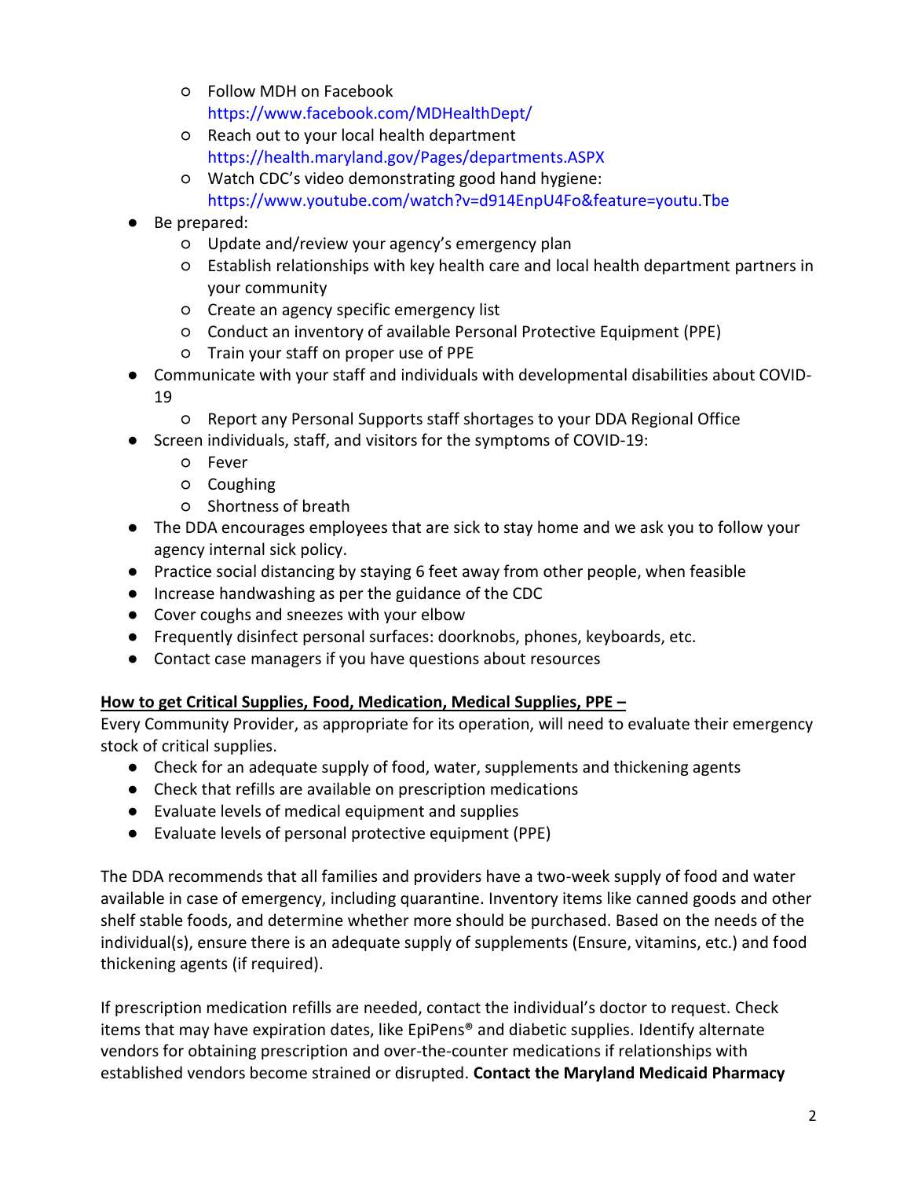- Follow MDH on Facebook https://www.facebook.com/MDHealthDept/
    - Reach out to your local health department https://health.maryland.gov/Pages/departments.ASPX
    - Watch CDC's video demonstrating good hand hygiene: https://www.youtube.com/watch?v=d914EnpU4Fo&feature=youtu.Tbe
- Be prepared:
    - Update and/review your agency's emergency plan
    - Establish relationships with key health care and local health department partners in your community
    - Create an agency specific emergency list
    - Conduct an inventory of available Personal Protective Equipment (PPE)
    - Train your staff on proper use of PPE
- Communicate with your staff and individuals with developmental disabilities about COVID-19
    - Report any Personal Supports staff shortages to your DDA Regional Office
- Screen individuals, staff, and visitors for the symptoms of COVID-19:
    - Fever
    - Coughing
    - Shortness of breath
- The DDA encourages employees that are sick to stay home and we ask you to follow your agency internal sick policy.
- Practice social distancing by staying 6 feet away from other people, when feasible
- Increase handwashing as per the guidance of the CDC
- Cover coughs and sneezes with your elbow
- Frequently disinfect personal surfaces: doorknobs, phones, keyboards, etc.
- Contact case managers if you have questions about resources

<u>**How to get Critical Supplies, Food, Medication, Medical Supplies, PPE –**</u>

Every Community Provider, as appropriate for its operation, will need to evaluate their emergency stock of critical supplies.

- Check for an adequate supply of food, water, supplements and thickening agents
- Check that refills are available on prescription medications
- Evaluate levels of medical equipment and supplies
- Evaluate levels of personal protective equipment (PPE)

The DDA recommends that all families and providers have a two-week supply of food and water available in case of emergency, including quarantine. Inventory items like canned goods and other shelf stable foods, and determine whether more should be purchased. Based on the needs of the individual(s), ensure there is an adequate supply of supplements (Ensure, vitamins, etc.) and food thickening agents (if required).

If prescription medication refills are needed, contact the individual's doctor to request. Check items that may have expiration dates, like EpiPens® and diabetic supplies. Identify alternate vendors for obtaining prescription and over-the-counter medications if relationships with established vendors become strained or disrupted. **Contact the Maryland Medicaid Pharmacy**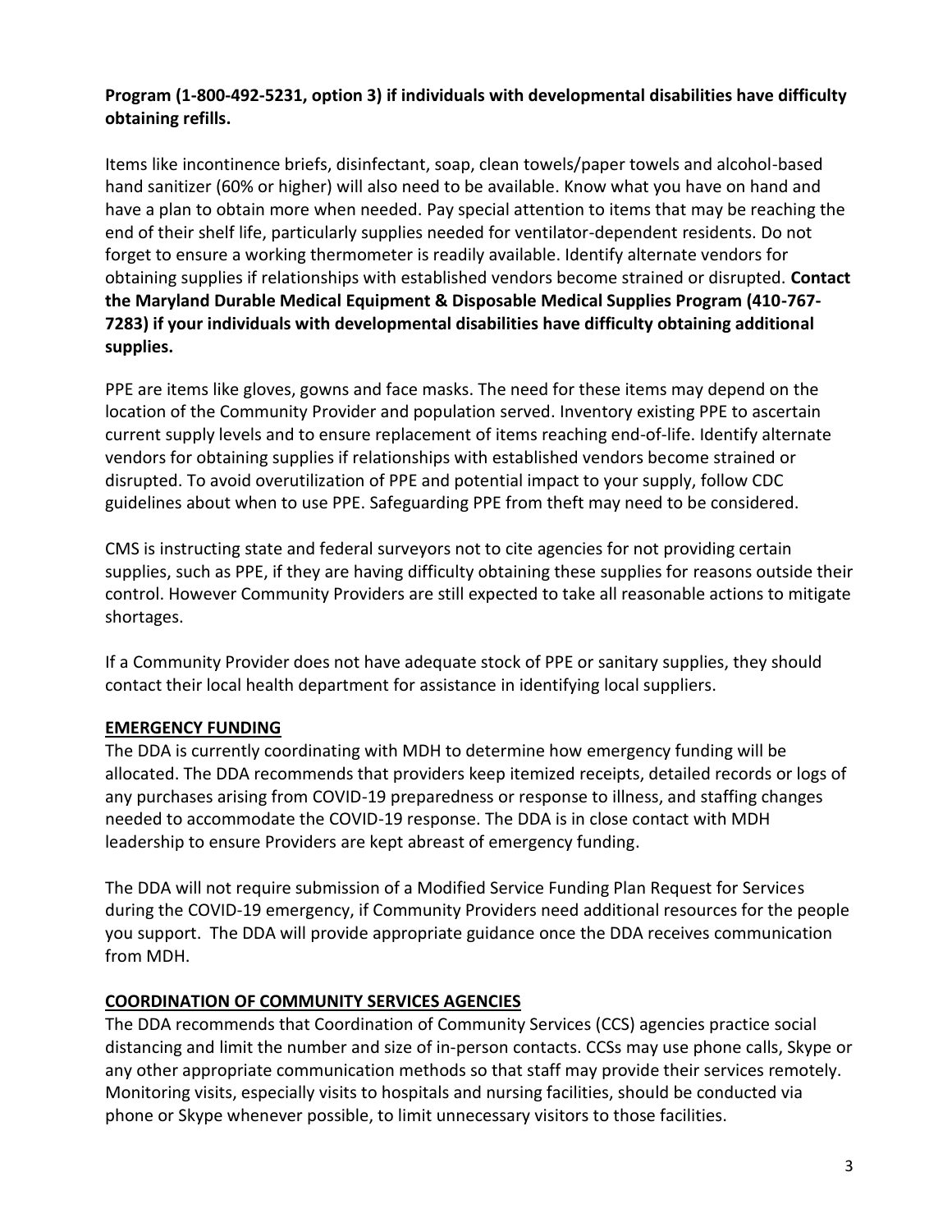**Program (1-800-492-5231, option 3) if individuals with developmental disabilities have difficulty obtaining refills.**

Items like incontinence briefs, disinfectant, soap, clean towels/paper towels and alcohol-based hand sanitizer (60% or higher) will also need to be available. Know what you have on hand and have a plan to obtain more when needed. Pay special attention to items that may be reaching the end of their shelf life, particularly supplies needed for ventilator-dependent residents. Do not forget to ensure a working thermometer is readily available. Identify alternate vendors for obtaining supplies if relationships with established vendors become strained or disrupted. **Contact the Maryland Durable Medical Equipment & Disposable Medical Supplies Program (410-767-7283) if your individuals with developmental disabilities have difficulty obtaining additional supplies.**

PPE are items like gloves, gowns and face masks. The need for these items may depend on the location of the Community Provider and population served. Inventory existing PPE to ascertain current supply levels and to ensure replacement of items reaching end-of-life. Identify alternate vendors for obtaining supplies if relationships with established vendors become strained or disrupted. To avoid overutilization of PPE and potential impact to your supply, follow CDC guidelines about when to use PPE. Safeguarding PPE from theft may need to be considered.

CMS is instructing state and federal surveyors not to cite agencies for not providing certain supplies, such as PPE, if they are having difficulty obtaining these supplies for reasons outside their control. However Community Providers are still expected to take all reasonable actions to mitigate shortages.

If a Community Provider does not have adequate stock of PPE or sanitary supplies, they should contact their local health department for assistance in identifying local suppliers.

## EMERGENCY FUNDING

The DDA is currently coordinating with MDH to determine how emergency funding will be allocated. The DDA recommends that providers keep itemized receipts, detailed records or logs of any purchases arising from COVID-19 preparedness or response to illness, and staffing changes needed to accommodate the COVID-19 response. The DDA is in close contact with MDH leadership to ensure Providers are kept abreast of emergency funding.

The DDA will not require submission of a Modified Service Funding Plan Request for Services during the COVID-19 emergency, if Community Providers need additional resources for the people you support. The DDA will provide appropriate guidance once the DDA receives communication from MDH.

## COORDINATION OF COMMUNITY SERVICES AGENCIES

The DDA recommends that Coordination of Community Services (CCS) agencies practice social distancing and limit the number and size of in-person contacts. CCSs may use phone calls, Skype or any other appropriate communication methods so that staff may provide their services remotely. Monitoring visits, especially visits to hospitals and nursing facilities, should be conducted via phone or Skype whenever possible, to limit unnecessary visitors to those facilities.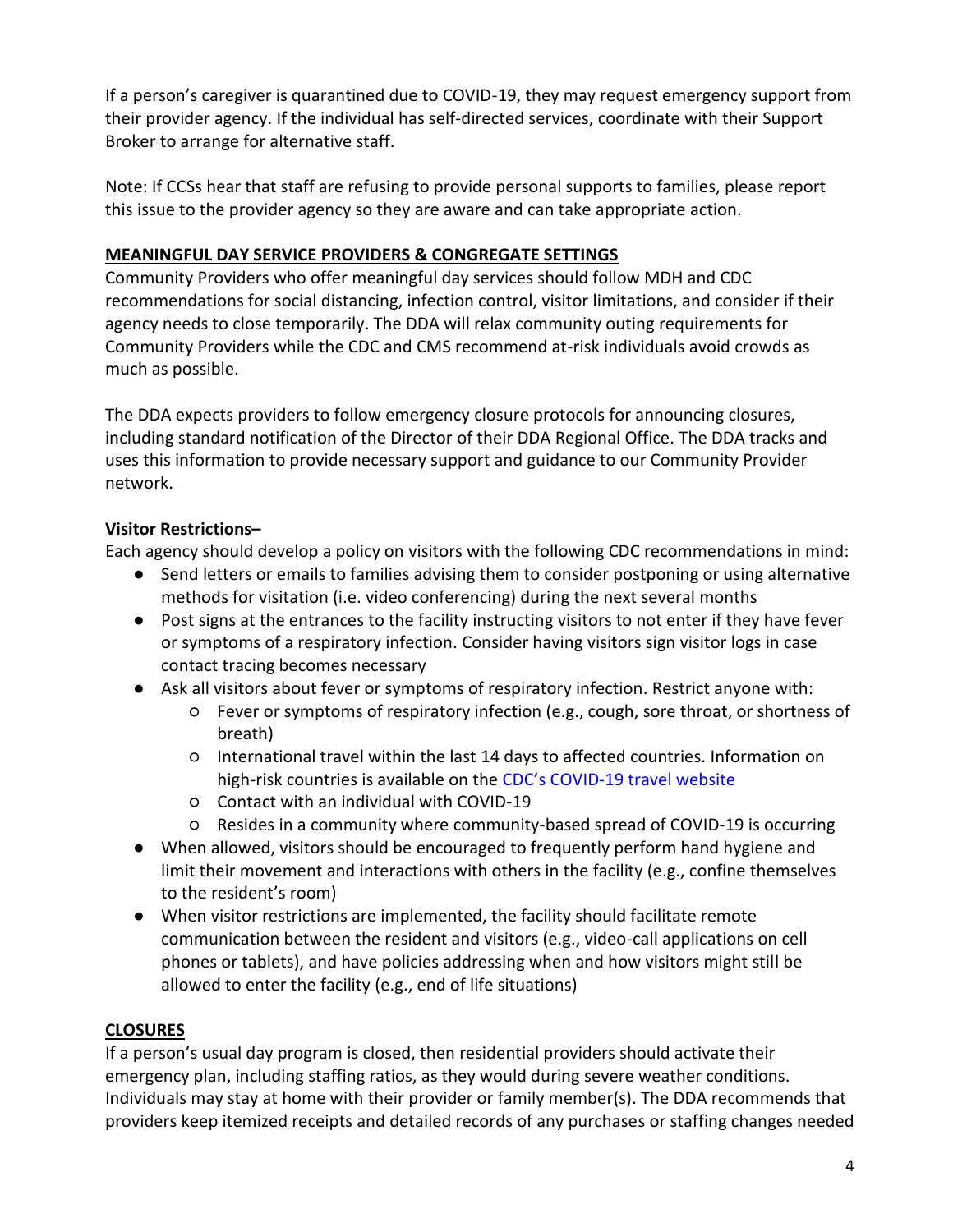If a person's caregiver is quarantined due to COVID-19, they may request emergency support from their provider agency. If the individual has self-directed services, coordinate with their Support Broker to arrange for alternative staff.

Note: If CCSs hear that staff are refusing to provide personal supports to families, please report this issue to the provider agency so they are aware and can take appropriate action.

## MEANINGFUL DAY SERVICE PROVIDERS & CONGREGATE SETTINGS

Community Providers who offer meaningful day services should follow MDH and CDC recommendations for social distancing, infection control, visitor limitations, and consider if their agency needs to close temporarily. The DDA will relax community outing requirements for Community Providers while the CDC and CMS recommend at-risk individuals avoid crowds as much as possible.

The DDA expects providers to follow emergency closure protocols for announcing closures, including standard notification of the Director of their DDA Regional Office. The DDA tracks and uses this information to provide necessary support and guidance to our Community Provider network.

**Visitor Restrictions–**

Each agency should develop a policy on visitors with the following CDC recommendations in mind:

- Send letters or emails to families advising them to consider postponing or using alternative methods for visitation (i.e. video conferencing) during the next several months
- Post signs at the entrances to the facility instructing visitors to not enter if they have fever or symptoms of a respiratory infection. Consider having visitors sign visitor logs in case contact tracing becomes necessary
- Ask all visitors about fever or symptoms of respiratory infection. Restrict anyone with:
  - Fever or symptoms of respiratory infection (e.g., cough, sore throat, or shortness of breath)
  - International travel within the last 14 days to affected countries. Information on high-risk countries is available on the CDC's COVID-19 travel website
  - Contact with an individual with COVID-19
  - Resides in a community where community-based spread of COVID-19 is occurring
- When allowed, visitors should be encouraged to frequently perform hand hygiene and limit their movement and interactions with others in the facility (e.g., confine themselves to the resident's room)
- When visitor restrictions are implemented, the facility should facilitate remote communication between the resident and visitors (e.g., video-call applications on cell phones or tablets), and have policies addressing when and how visitors might still be allowed to enter the facility (e.g., end of life situations)

## CLOSURES

If a person's usual day program is closed, then residential providers should activate their emergency plan, including staffing ratios, as they would during severe weather conditions. Individuals may stay at home with their provider or family member(s). The DDA recommends that providers keep itemized receipts and detailed records of any purchases or staffing changes needed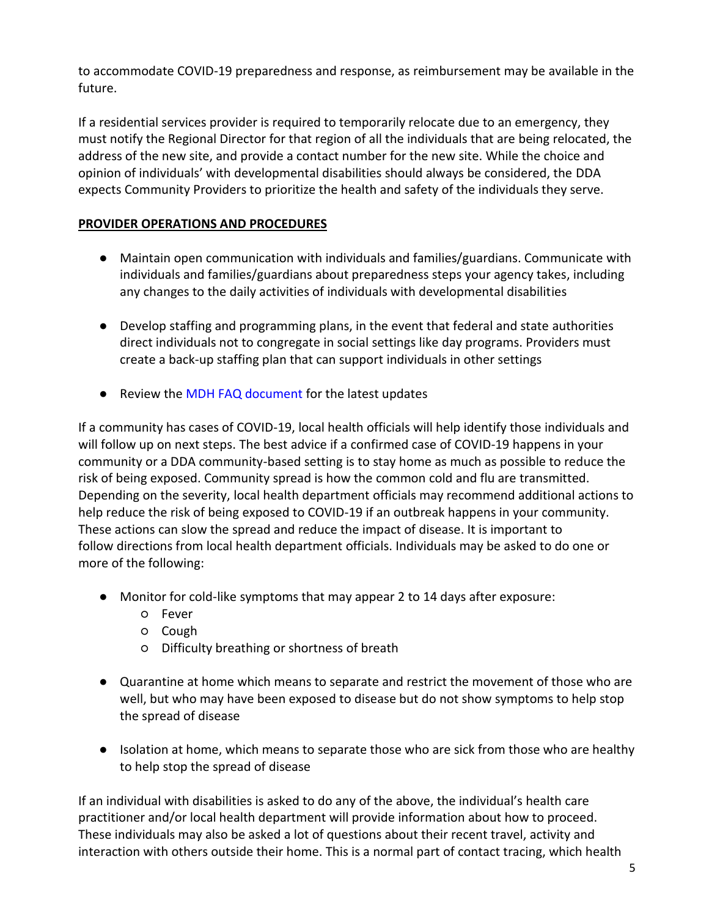to accommodate COVID-19 preparedness and response, as reimbursement may be available in the future.

If a residential services provider is required to temporarily relocate due to an emergency, they must notify the Regional Director for that region of all the individuals that are being relocated, the address of the new site, and provide a contact number for the new site. While the choice and opinion of individuals' with developmental disabilities should always be considered, the DDA expects Community Providers to prioritize the health and safety of the individuals they serve.

## PROVIDER OPERATIONS AND PROCEDURES

- Maintain open communication with individuals and families/guardians. Communicate with individuals and families/guardians about preparedness steps your agency takes, including any changes to the daily activities of individuals with developmental disabilities

- Develop staffing and programming plans, in the event that federal and state authorities direct individuals not to congregate in social settings like day programs. Providers must create a back-up staffing plan that can support individuals in other settings

- Review the MDH FAQ document for the latest updates

If a community has cases of COVID-19, local health officials will help identify those individuals and will follow up on next steps. The best advice if a confirmed case of COVID-19 happens in your community or a DDA community-based setting is to stay home as much as possible to reduce the risk of being exposed. Community spread is how the common cold and flu are transmitted. Depending on the severity, local health department officials may recommend additional actions to help reduce the risk of being exposed to COVID-19 if an outbreak happens in your community. These actions can slow the spread and reduce the impact of disease. It is important to follow directions from local health department officials. Individuals may be asked to do one or more of the following:

- Monitor for cold-like symptoms that may appear 2 to 14 days after exposure:
  - Fever
  - Cough
  - Difficulty breathing or shortness of breath

- Quarantine at home which means to separate and restrict the movement of those who are well, but who may have been exposed to disease but do not show symptoms to help stop the spread of disease

- Isolation at home, which means to separate those who are sick from those who are healthy to help stop the spread of disease

If an individual with disabilities is asked to do any of the above, the individual's health care practitioner and/or local health department will provide information about how to proceed. These individuals may also be asked a lot of questions about their recent travel, activity and interaction with others outside their home. This is a normal part of contact tracing, which health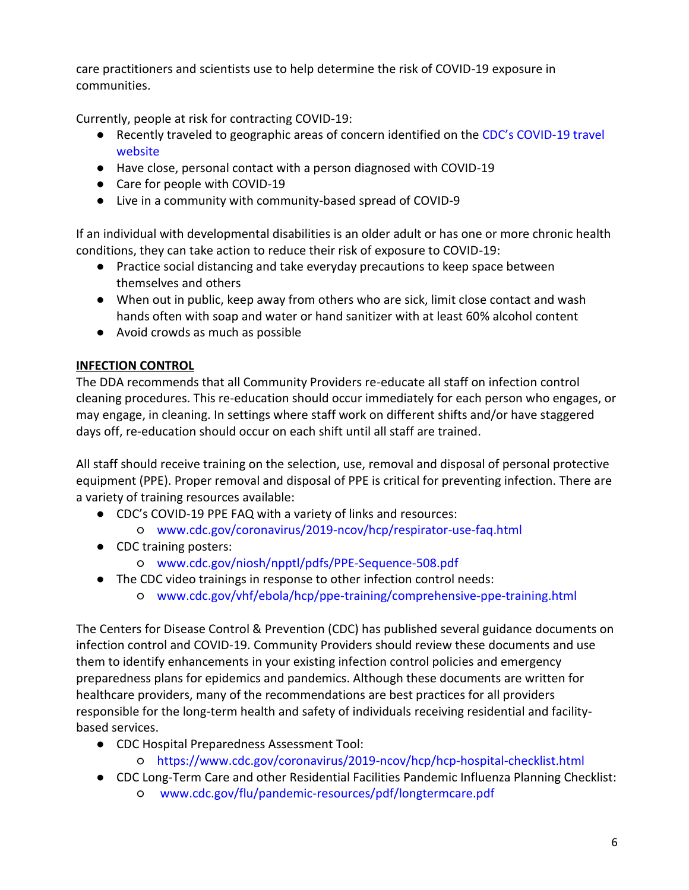care practitioners and scientists use to help determine the risk of COVID-19 exposure in communities.

Currently, people at risk for contracting COVID-19:

- Recently traveled to geographic areas of concern identified on the CDC's COVID-19 travel website
- Have close, personal contact with a person diagnosed with COVID-19
- Care for people with COVID-19
- Live in a community with community-based spread of COVID-9

If an individual with developmental disabilities is an older adult or has one or more chronic health conditions, they can take action to reduce their risk of exposure to COVID-19:

- Practice social distancing and take everyday precautions to keep space between themselves and others
- When out in public, keep away from others who are sick, limit close contact and wash hands often with soap and water or hand sanitizer with at least 60% alcohol content
- Avoid crowds as much as possible

**INFECTION CONTROL**

The DDA recommends that all Community Providers re-educate all staff on infection control cleaning procedures. This re-education should occur immediately for each person who engages, or may engage, in cleaning. In settings where staff work on different shifts and/or have staggered days off, re-education should occur on each shift until all staff are trained.

All staff should receive training on the selection, use, removal and disposal of personal protective equipment (PPE). Proper removal and disposal of PPE is critical for preventing infection. There are a variety of training resources available:

- CDC's COVID-19 PPE FAQ with a variety of links and resources:
  - www.cdc.gov/coronavirus/2019-ncov/hcp/respirator-use-faq.html
- CDC training posters:
  - www.cdc.gov/niosh/npptl/pdfs/PPE-Sequence-508.pdf
- The CDC video trainings in response to other infection control needs:
  - www.cdc.gov/vhf/ebola/hcp/ppe-training/comprehensive-ppe-training.html

The Centers for Disease Control & Prevention (CDC) has published several guidance documents on infection control and COVID-19. Community Providers should review these documents and use them to identify enhancements in your existing infection control policies and emergency preparedness plans for epidemics and pandemics. Although these documents are written for healthcare providers, many of the recommendations are best practices for all providers responsible for the long-term health and safety of individuals receiving residential and facility-based services.

- CDC Hospital Preparedness Assessment Tool:
  - https://www.cdc.gov/coronavirus/2019-ncov/hcp/hcp-hospital-checklist.html
- CDC Long-Term Care and other Residential Facilities Pandemic Influenza Planning Checklist:
  - www.cdc.gov/flu/pandemic-resources/pdf/longtermcare.pdf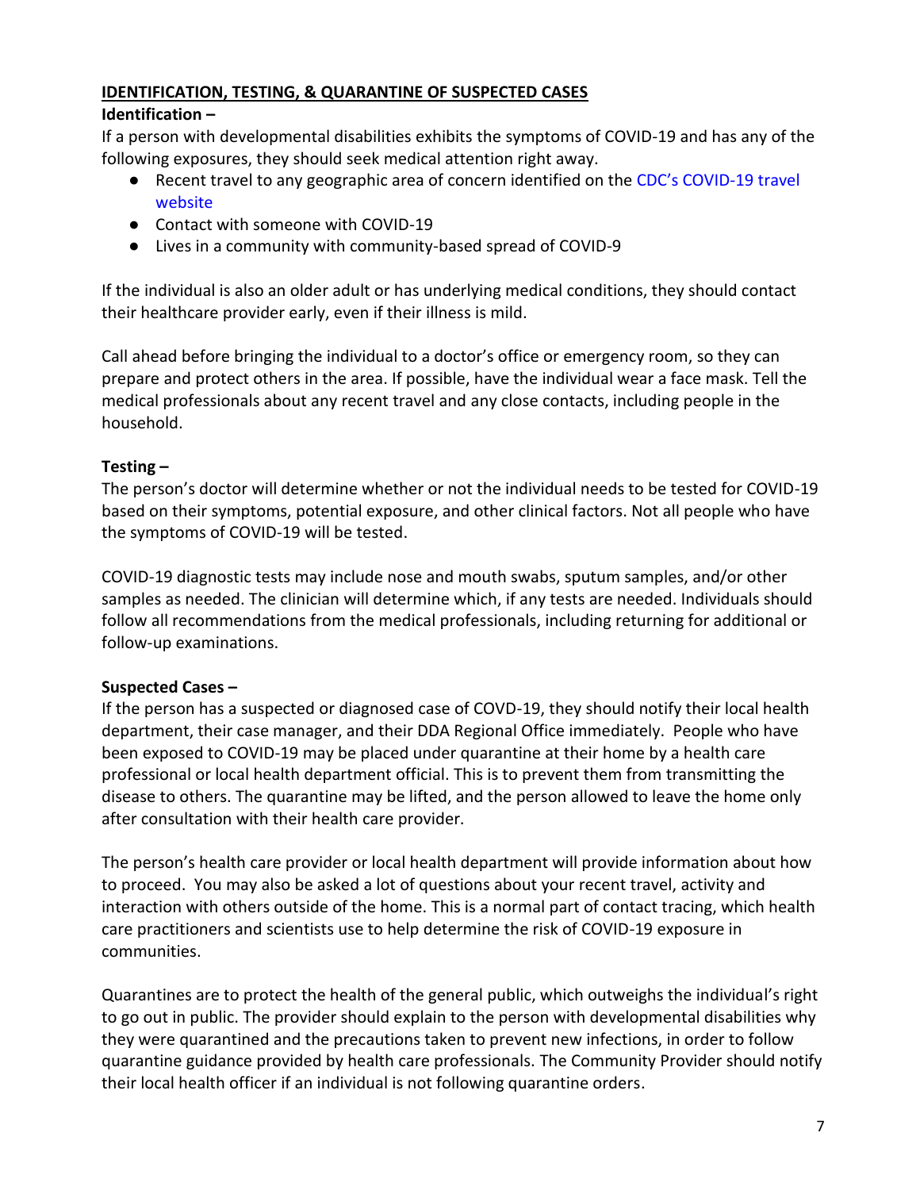## IDENTIFICATION, TESTING, & QUARANTINE OF SUSPECTED CASES

**Identification –**

If a person with developmental disabilities exhibits the symptoms of COVID-19 and has any of the following exposures, they should seek medical attention right away.

- Recent travel to any geographic area of concern identified on the CDC's COVID-19 travel website
- Contact with someone with COVID-19
- Lives in a community with community-based spread of COVID-9

If the individual is also an older adult or has underlying medical conditions, they should contact their healthcare provider early, even if their illness is mild.

Call ahead before bringing the individual to a doctor's office or emergency room, so they can prepare and protect others in the area. If possible, have the individual wear a face mask. Tell the medical professionals about any recent travel and any close contacts, including people in the household.

**Testing –**

The person's doctor will determine whether or not the individual needs to be tested for COVID-19 based on their symptoms, potential exposure, and other clinical factors. Not all people who have the symptoms of COVID-19 will be tested.

COVID-19 diagnostic tests may include nose and mouth swabs, sputum samples, and/or other samples as needed. The clinician will determine which, if any tests are needed. Individuals should follow all recommendations from the medical professionals, including returning for additional or follow-up examinations.

**Suspected Cases –**

If the person has a suspected or diagnosed case of COVD-19, they should notify their local health department, their case manager, and their DDA Regional Office immediately. People who have been exposed to COVID-19 may be placed under quarantine at their home by a health care professional or local health department official. This is to prevent them from transmitting the disease to others. The quarantine may be lifted, and the person allowed to leave the home only after consultation with their health care provider.

The person's health care provider or local health department will provide information about how to proceed. You may also be asked a lot of questions about your recent travel, activity and interaction with others outside of the home. This is a normal part of contact tracing, which health care practitioners and scientists use to help determine the risk of COVID-19 exposure in communities.

Quarantines are to protect the health of the general public, which outweighs the individual's right to go out in public. The provider should explain to the person with developmental disabilities why they were quarantined and the precautions taken to prevent new infections, in order to follow quarantine guidance provided by health care professionals. The Community Provider should notify their local health officer if an individual is not following quarantine orders.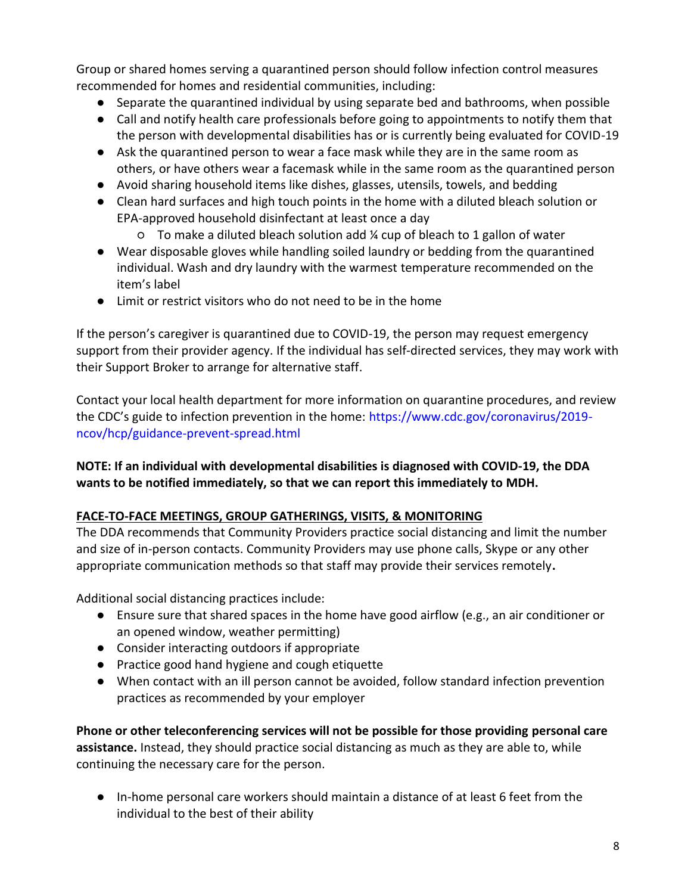Group or shared homes serving a quarantined person should follow infection control measures recommended for homes and residential communities, including:

- Separate the quarantined individual by using separate bed and bathrooms, when possible
- Call and notify health care professionals before going to appointments to notify them that the person with developmental disabilities has or is currently being evaluated for COVID-19
- Ask the quarantined person to wear a face mask while they are in the same room as others, or have others wear a facemask while in the same room as the quarantined person
- Avoid sharing household items like dishes, glasses, utensils, towels, and bedding
- Clean hard surfaces and high touch points in the home with a diluted bleach solution or EPA-approved household disinfectant at least once a day
    - To make a diluted bleach solution add ¼ cup of bleach to 1 gallon of water
- Wear disposable gloves while handling soiled laundry or bedding from the quarantined individual. Wash and dry laundry with the warmest temperature recommended on the item's label
- Limit or restrict visitors who do not need to be in the home

If the person's caregiver is quarantined due to COVID-19, the person may request emergency support from their provider agency. If the individual has self-directed services, they may work with their Support Broker to arrange for alternative staff.

Contact your local health department for more information on quarantine procedures, and review the CDC's guide to infection prevention in the home: https://www.cdc.gov/coronavirus/2019-ncov/hcp/guidance-prevent-spread.html

**NOTE: If an individual with developmental disabilities is diagnosed with COVID-19, the DDA wants to be notified immediately, so that we can report this immediately to MDH.**

## FACE-TO-FACE MEETINGS, GROUP GATHERINGS, VISITS, & MONITORING

The DDA recommends that Community Providers practice social distancing and limit the number and size of in-person contacts. Community Providers may use phone calls, Skype or any other appropriate communication methods so that staff may provide their services remotely**.**

Additional social distancing practices include:

- Ensure sure that shared spaces in the home have good airflow (e.g., an air conditioner or an opened window, weather permitting)
- Consider interacting outdoors if appropriate
- Practice good hand hygiene and cough etiquette
- When contact with an ill person cannot be avoided, follow standard infection prevention practices as recommended by your employer

**Phone or other teleconferencing services will not be possible for those providing personal care assistance.** Instead, they should practice social distancing as much as they are able to, while continuing the necessary care for the person.

- In-home personal care workers should maintain a distance of at least 6 feet from the individual to the best of their ability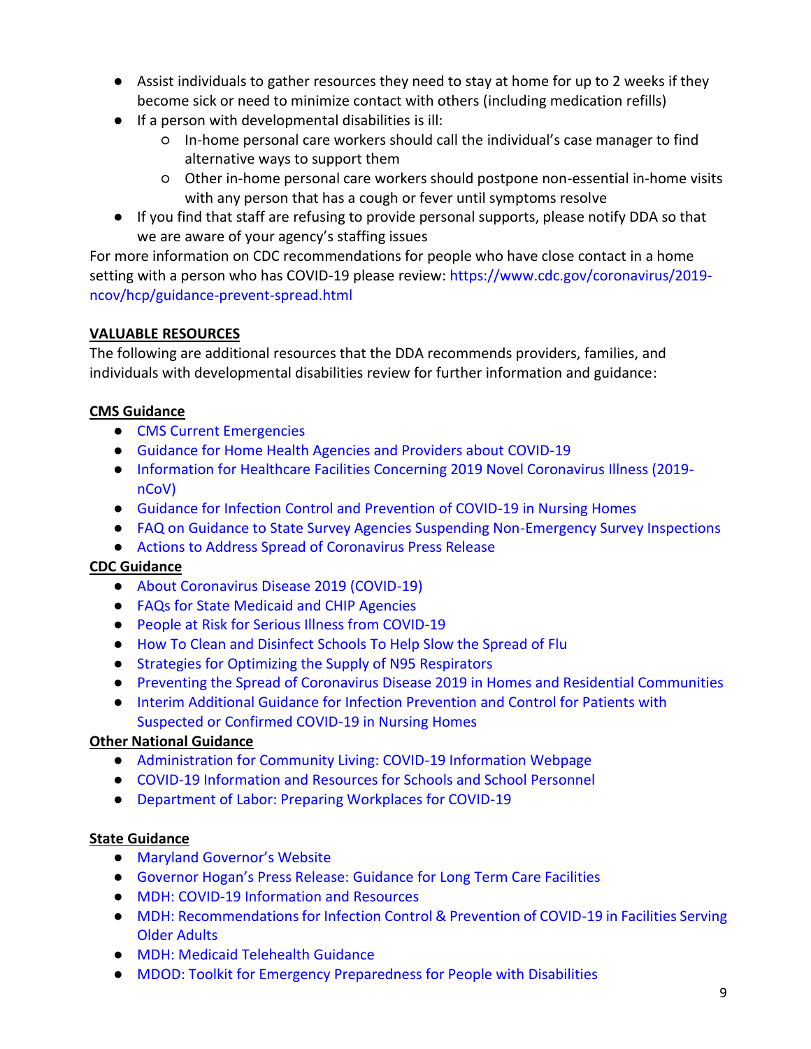- Assist individuals to gather resources they need to stay at home for up to 2 weeks if they become sick or need to minimize contact with others (including medication refills)
- If a person with developmental disabilities is ill:
  - In-home personal care workers should call the individual's case manager to find alternative ways to support them
  - Other in-home personal care workers should postpone non-essential in-home visits with any person that has a cough or fever until symptoms resolve
- If you find that staff are refusing to provide personal supports, please notify DDA so that we are aware of your agency's staffing issues

For more information on CDC recommendations for people who have close contact in a home setting with a person who has COVID-19 please review: https://www.cdc.gov/coronavirus/2019-ncov/hcp/guidance-prevent-spread.html

**VALUABLE RESOURCES**

The following are additional resources that the DDA recommends providers, families, and individuals with developmental disabilities review for further information and guidance:

**CMS Guidance**

- CMS Current Emergencies
- Guidance for Home Health Agencies and Providers about COVID-19
- Information for Healthcare Facilities Concerning 2019 Novel Coronavirus Illness (2019-nCoV)
- Guidance for Infection Control and Prevention of COVID-19 in Nursing Homes
- FAQ on Guidance to State Survey Agencies Suspending Non-Emergency Survey Inspections
- Actions to Address Spread of Coronavirus Press Release

**CDC Guidance**

- About Coronavirus Disease 2019 (COVID-19)
- FAQs for State Medicaid and CHIP Agencies
- People at Risk for Serious Illness from COVID-19
- How To Clean and Disinfect Schools To Help Slow the Spread of Flu
- Strategies for Optimizing the Supply of N95 Respirators
- Preventing the Spread of Coronavirus Disease 2019 in Homes and Residential Communities
- Interim Additional Guidance for Infection Prevention and Control for Patients with Suspected or Confirmed COVID-19 in Nursing Homes

**Other National Guidance**

- Administration for Community Living: COVID-19 Information Webpage
- COVID-19 Information and Resources for Schools and School Personnel
- Department of Labor: Preparing Workplaces for COVID-19

**State Guidance**

- Maryland Governor's Website
- Governor Hogan's Press Release: Guidance for Long Term Care Facilities
- MDH: COVID-19 Information and Resources
- MDH: Recommendations for Infection Control & Prevention of COVID-19 in Facilities Serving Older Adults
- MDH: Medicaid Telehealth Guidance
- MDOD: Toolkit for Emergency Preparedness for People with Disabilities